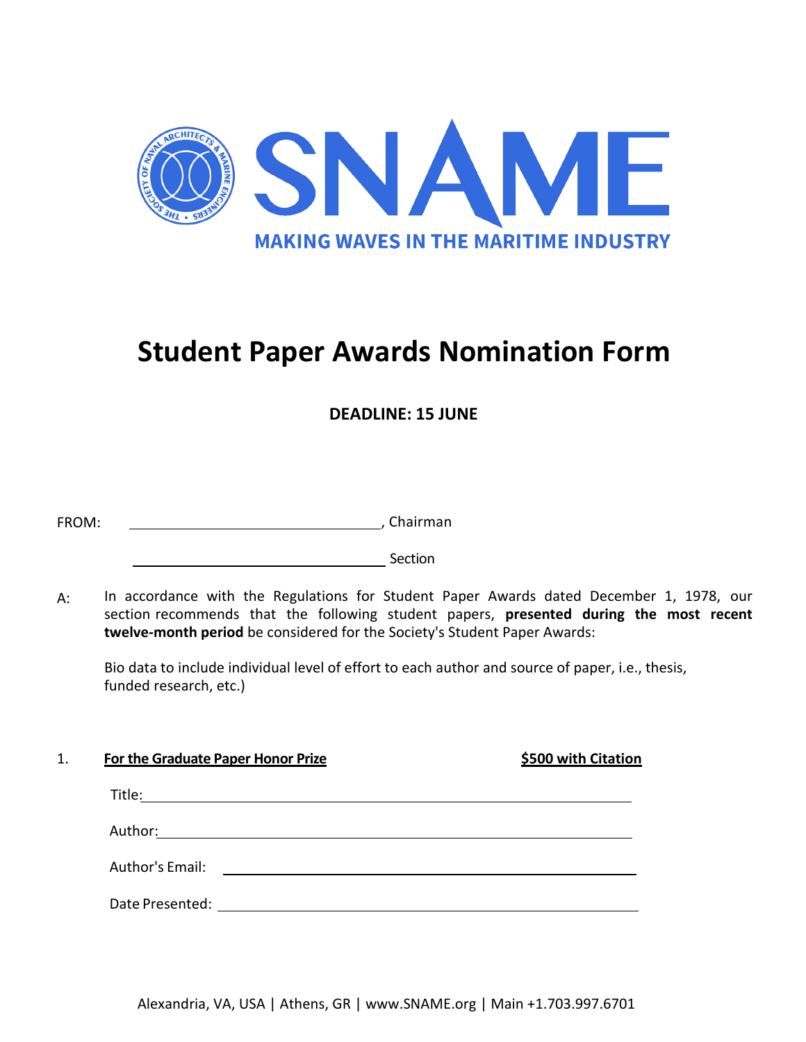SNAME

MAKING WAVES IN THE MARITIME INDUSTRY

# Student Paper Awards Nomination Form

**DEADLINE: 15 JUNE**

FROM: ______________________________, Chairman

______________________________ Section

A: In accordance with the Regulations for Student Paper Awards dated December 1, 1978, our section recommends that the following student papers, **presented during the most recent twelve-month period** be considered for the Society's Student Paper Awards:

Bio data to include individual level of effort to each author and source of paper, i.e., thesis, funded research, etc.)

1. **For the Graduate Paper Honor Prize** **$500 with Citation**

Title: ____________________________________________

Author: ____________________________________________

Author's Email: ____________________________________________

Date Presented: ____________________________________________

Alexandria, VA, USA | Athens, GR | www.SNAME.org | Main +1.703.997.6701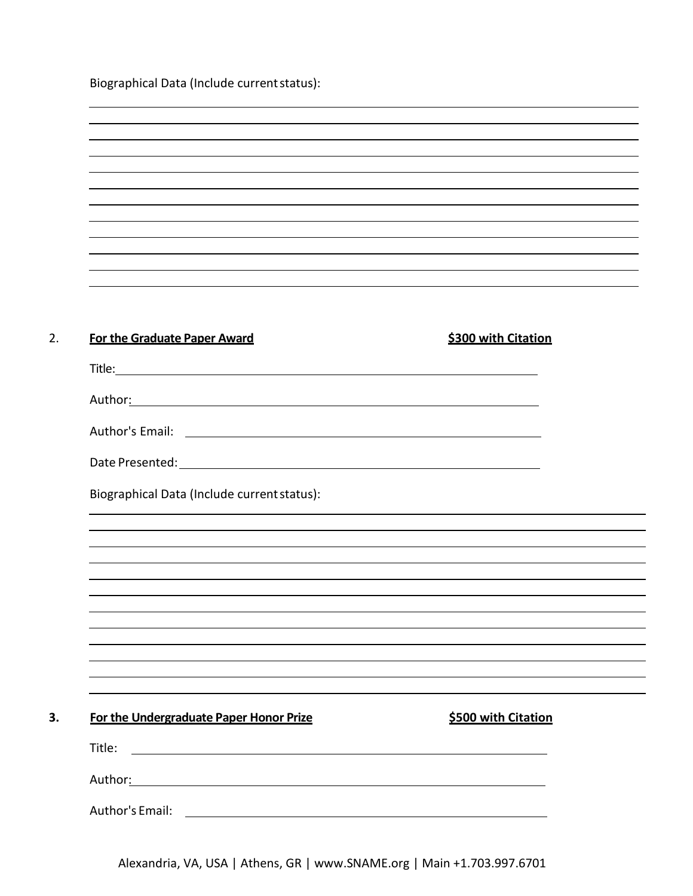Biographical Data (Include current status):

2. **For the Graduate Paper Award** **$300 with Citation**

Title:

Author:

Author's Email:

Date Presented:

Biographical Data (Include current status):

3. **For the Undergraduate Paper Honor Prize** **$500 with Citation**

Title:

Author:

Author's Email:

Alexandria, VA, USA | Athens, GR | www.SNAME.org | Main +1.703.997.6701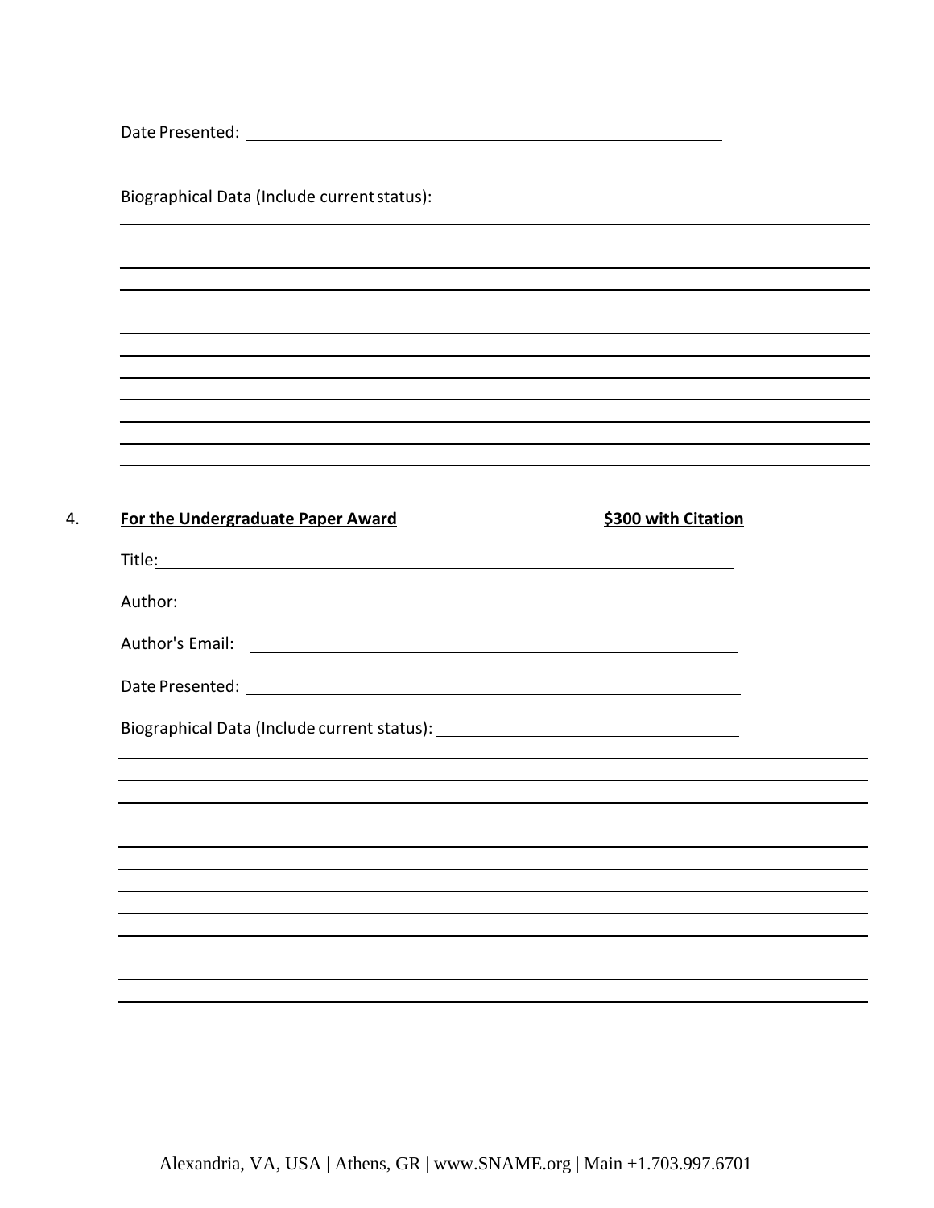Date Presented: ______________________________________________

Biographical Data (Include current status):

_____________________________________________________________________________

_____________________________________________________________________________

_____________________________________________________________________________

_____________________________________________________________________________

_____________________________________________________________________________

_____________________________________________________________________________

_____________________________________________________________________________

_____________________________________________________________________________

_____________________________________________________________________________

_____________________________________________________________________________

_____________________________________________________________________________

4. **<u>For the Undergraduate Paper Award</u>** **<u>$300 with Citation</u>**

Title: ______________________________________________

Author: ______________________________________________

Author's Email: ______________________________________________

Date Presented: ______________________________________________

Biographical Data (Include current status): ______________________________

_____________________________________________________________________________

_____________________________________________________________________________

_____________________________________________________________________________

_____________________________________________________________________________

_____________________________________________________________________________

_____________________________________________________________________________

_____________________________________________________________________________

_____________________________________________________________________________

_____________________________________________________________________________

_____________________________________________________________________________

_____________________________________________________________________________

_____________________________________________________________________________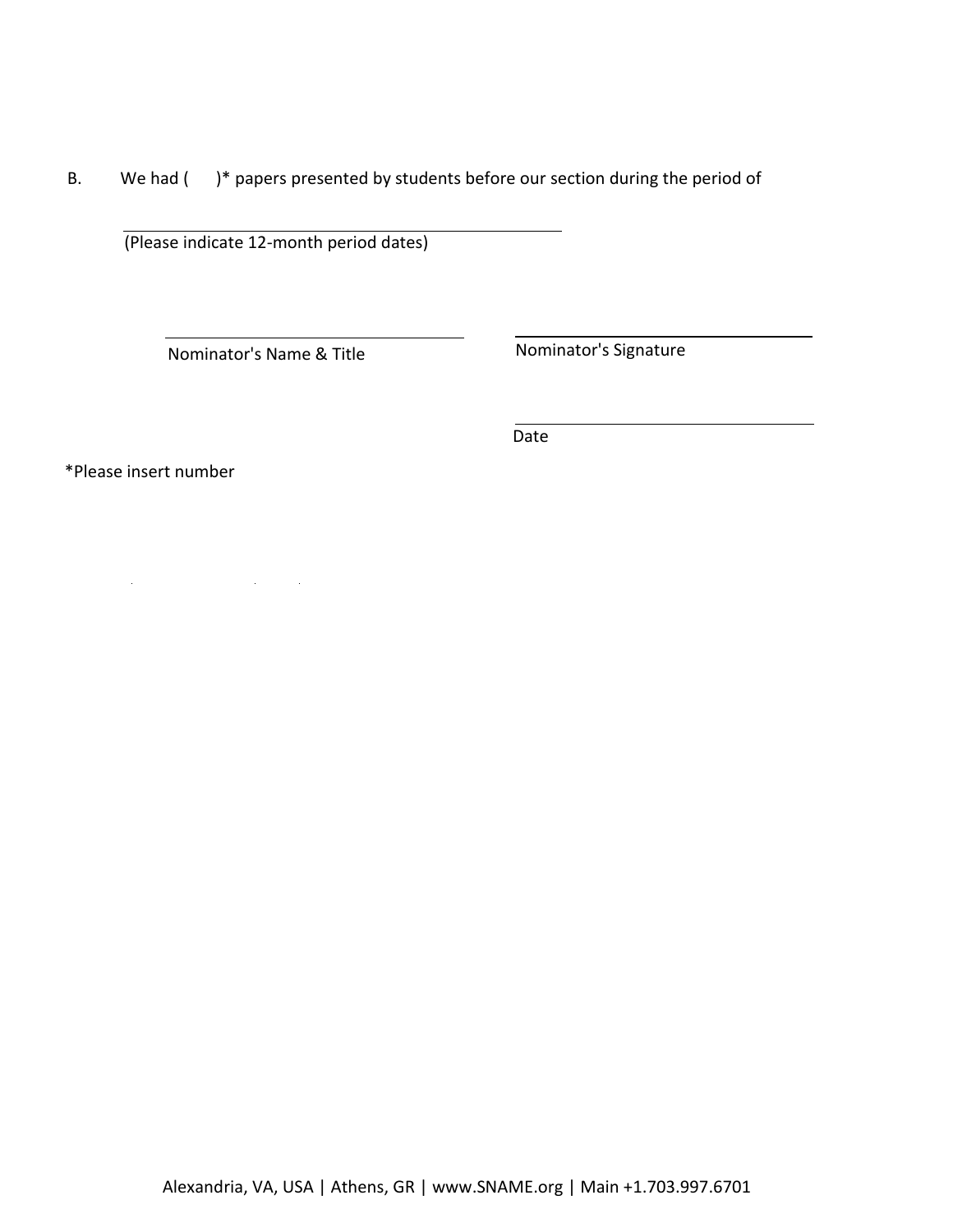B. We had (      )* papers presented by students before our section during the period of

______________________________________________
(Please indicate 12-month period dates)

______________________________ ______________________________
Nominator's Name & Title Nominator's Signature

______________________________
Date

*Please insert number

Alexandria, VA, USA | Athens, GR | www.SNAME.org | Main +1.703.997.6701